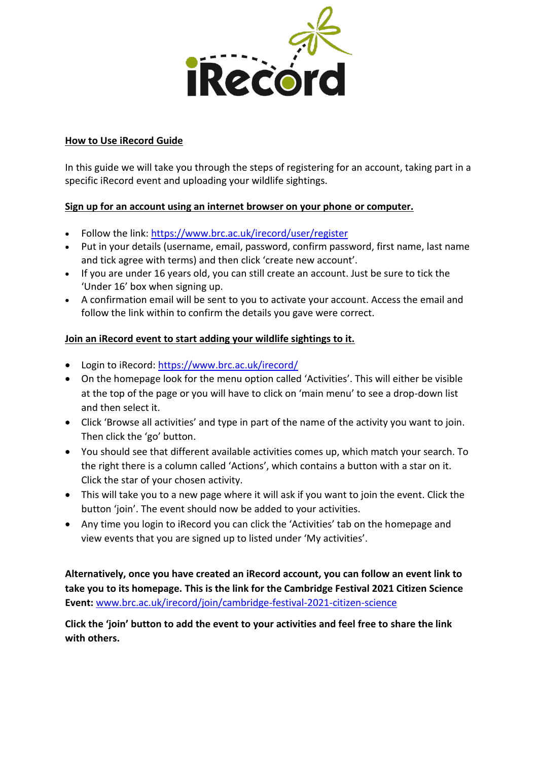## How to Use iRecord Guide

In this guide we will take you through the steps of registering for an account, taking part in a specific iRecord event and uploading your wildlife sightings.

### Sign up for an account using an internet browser on your phone or computer.

- Follow the link: https://www.brc.ac.uk/irecord/user/register
- Put in your details (username, email, password, confirm password, first name, last name and tick agree with terms) and then click 'create new account'.
- If you are under 16 years old, you can still create an account. Just be sure to tick the 'Under 16' box when signing up.
- A confirmation email will be sent to you to activate your account. Access the email and follow the link within to confirm the details you gave were correct.

### Join an iRecord event to start adding your wildlife sightings to it.

- Login to iRecord: https://www.brc.ac.uk/irecord/
- On the homepage look for the menu option called 'Activities'. This will either be visible at the top of the page or you will have to click on 'main menu' to see a drop-down list and then select it.
- Click 'Browse all activities' and type in part of the name of the activity you want to join. Then click the 'go' button.
- You should see that different available activities comes up, which match your search. To the right there is a column called 'Actions', which contains a button with a star on it. Click the star of your chosen activity.
- This will take you to a new page where it will ask if you want to join the event. Click the button 'join'. The event should now be added to your activities.
- Any time you login to iRecord you can click the 'Activities' tab on the homepage and view events that you are signed up to listed under 'My activities'.

**Alternatively, once you have created an iRecord account, you can follow an event link to take you to its homepage. This is the link for the Cambridge Festival 2021 Citizen Science Event:** www.brc.ac.uk/irecord/join/cambridge-festival-2021-citizen-science

**Click the 'join' button to add the event to your activities and feel free to share the link with others.**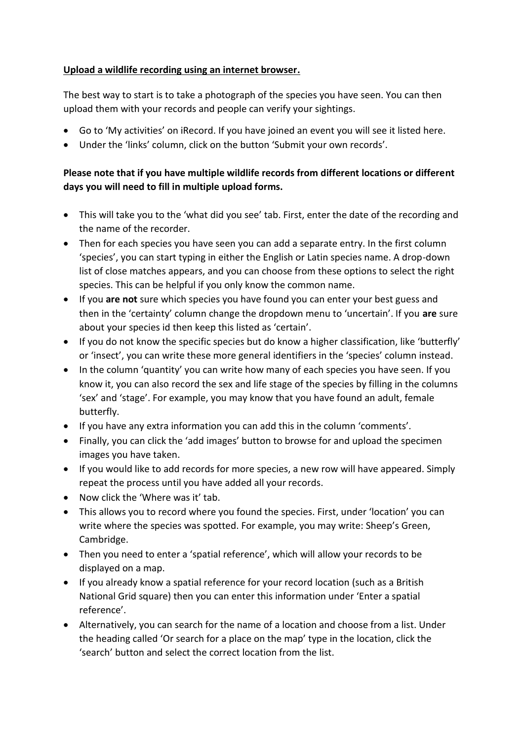**Upload a wildlife recording using an internet browser.**

The best way to start is to take a photograph of the species you have seen. You can then upload them with your records and people can verify your sightings.

- Go to 'My activities' on iRecord. If you have joined an event you will see it listed here.
- Under the 'links' column, click on the button 'Submit your own records'.

**Please note that if you have multiple wildlife records from different locations or different days you will need to fill in multiple upload forms.**

- This will take you to the 'what did you see' tab. First, enter the date of the recording and the name of the recorder.
- Then for each species you have seen you can add a separate entry. In the first column 'species', you can start typing in either the English or Latin species name. A drop-down list of close matches appears, and you can choose from these options to select the right species. This can be helpful if you only know the common name.
- If you **are not** sure which species you have found you can enter your best guess and then in the 'certainty' column change the dropdown menu to 'uncertain'. If you **are** sure about your species id then keep this listed as 'certain'.
- If you do not know the specific species but do know a higher classification, like 'butterfly' or 'insect', you can write these more general identifiers in the 'species' column instead.
- In the column 'quantity' you can write how many of each species you have seen. If you know it, you can also record the sex and life stage of the species by filling in the columns 'sex' and 'stage'. For example, you may know that you have found an adult, female butterfly.
- If you have any extra information you can add this in the column 'comments'.
- Finally, you can click the 'add images' button to browse for and upload the specimen images you have taken.
- If you would like to add records for more species, a new row will have appeared. Simply repeat the process until you have added all your records.
- Now click the 'Where was it' tab.
- This allows you to record where you found the species. First, under 'location' you can write where the species was spotted. For example, you may write: Sheep's Green, Cambridge.
- Then you need to enter a 'spatial reference', which will allow your records to be displayed on a map.
- If you already know a spatial reference for your record location (such as a British National Grid square) then you can enter this information under 'Enter a spatial reference'.
- Alternatively, you can search for the name of a location and choose from a list. Under the heading called 'Or search for a place on the map' type in the location, click the 'search' button and select the correct location from the list.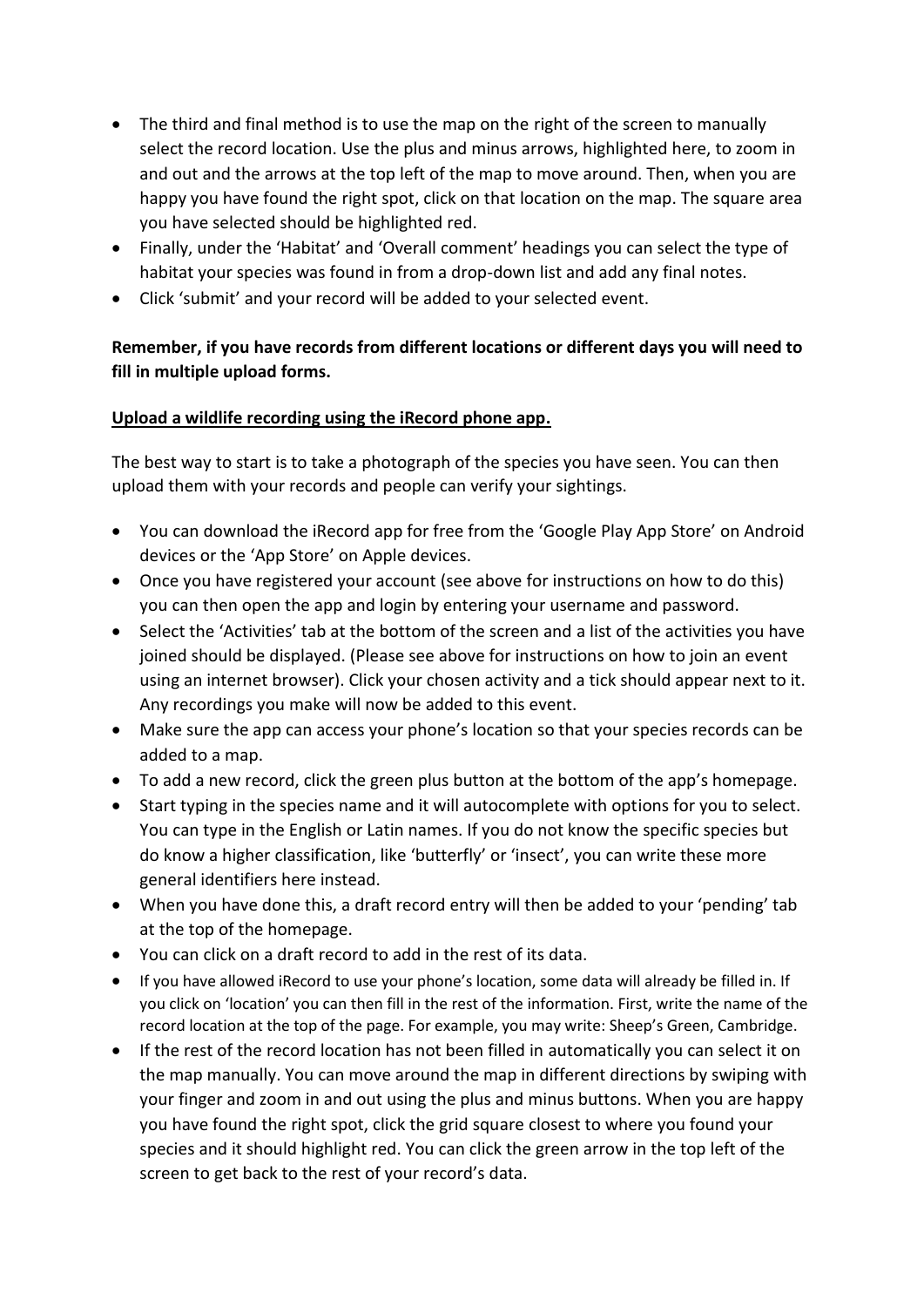- The third and final method is to use the map on the right of the screen to manually select the record location. Use the plus and minus arrows, highlighted here, to zoom in and out and the arrows at the top left of the map to move around. Then, when you are happy you have found the right spot, click on that location on the map. The square area you have selected should be highlighted red.
- Finally, under the 'Habitat' and 'Overall comment' headings you can select the type of habitat your species was found in from a drop-down list and add any final notes.
- Click 'submit' and your record will be added to your selected event.

**Remember, if you have records from different locations or different days you will need to fill in multiple upload forms.**

**Upload a wildlife recording using the iRecord phone app.**

The best way to start is to take a photograph of the species you have seen. You can then upload them with your records and people can verify your sightings.

- You can download the iRecord app for free from the 'Google Play App Store' on Android devices or the 'App Store' on Apple devices.
- Once you have registered your account (see above for instructions on how to do this) you can then open the app and login by entering your username and password.
- Select the 'Activities' tab at the bottom of the screen and a list of the activities you have joined should be displayed. (Please see above for instructions on how to join an event using an internet browser). Click your chosen activity and a tick should appear next to it. Any recordings you make will now be added to this event.
- Make sure the app can access your phone's location so that your species records can be added to a map.
- To add a new record, click the green plus button at the bottom of the app's homepage.
- Start typing in the species name and it will autocomplete with options for you to select. You can type in the English or Latin names. If you do not know the specific species but do know a higher classification, like 'butterfly' or 'insect', you can write these more general identifiers here instead.
- When you have done this, a draft record entry will then be added to your 'pending' tab at the top of the homepage.
- You can click on a draft record to add in the rest of its data.
- If you have allowed iRecord to use your phone's location, some data will already be filled in. If you click on 'location' you can then fill in the rest of the information. First, write the name of the record location at the top of the page. For example, you may write: Sheep's Green, Cambridge.
- If the rest of the record location has not been filled in automatically you can select it on the map manually. You can move around the map in different directions by swiping with your finger and zoom in and out using the plus and minus buttons. When you are happy you have found the right spot, click the grid square closest to where you found your species and it should highlight red. You can click the green arrow in the top left of the screen to get back to the rest of your record's data.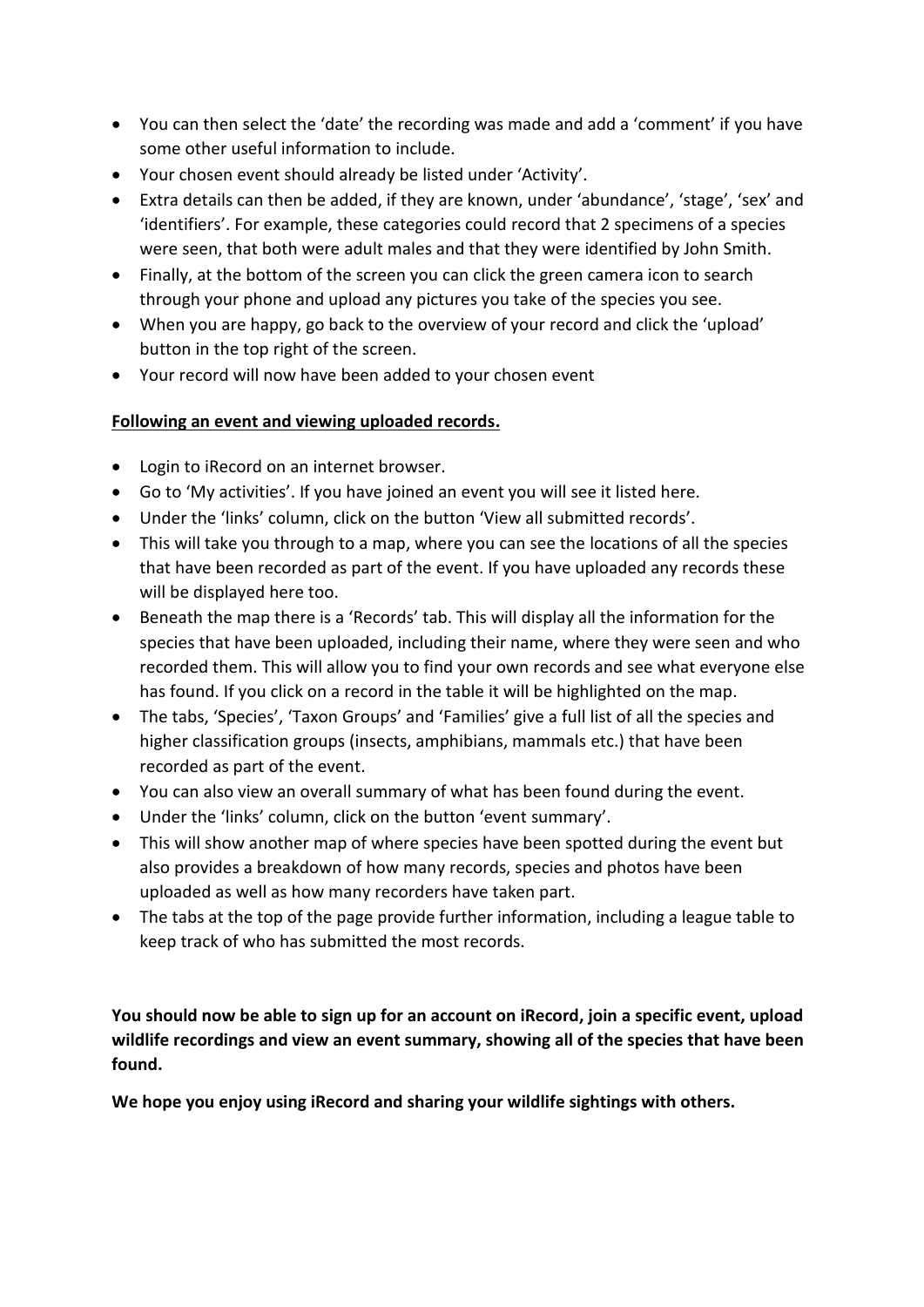- You can then select the 'date' the recording was made and add a 'comment' if you have some other useful information to include.
- Your chosen event should already be listed under 'Activity'.
- Extra details can then be added, if they are known, under 'abundance', 'stage', 'sex' and 'identifiers'. For example, these categories could record that 2 specimens of a species were seen, that both were adult males and that they were identified by John Smith.
- Finally, at the bottom of the screen you can click the green camera icon to search through your phone and upload any pictures you take of the species you see.
- When you are happy, go back to the overview of your record and click the 'upload' button in the top right of the screen.
- Your record will now have been added to your chosen event

**Following an event and viewing uploaded records.**

- Login to iRecord on an internet browser.
- Go to 'My activities'. If you have joined an event you will see it listed here.
- Under the 'links' column, click on the button 'View all submitted records'.
- This will take you through to a map, where you can see the locations of all the species that have been recorded as part of the event. If you have uploaded any records these will be displayed here too.
- Beneath the map there is a 'Records' tab. This will display all the information for the species that have been uploaded, including their name, where they were seen and who recorded them. This will allow you to find your own records and see what everyone else has found. If you click on a record in the table it will be highlighted on the map.
- The tabs, 'Species', 'Taxon Groups' and 'Families' give a full list of all the species and higher classification groups (insects, amphibians, mammals etc.) that have been recorded as part of the event.
- You can also view an overall summary of what has been found during the event.
- Under the 'links' column, click on the button 'event summary'.
- This will show another map of where species have been spotted during the event but also provides a breakdown of how many records, species and photos have been uploaded as well as how many recorders have taken part.
- The tabs at the top of the page provide further information, including a league table to keep track of who has submitted the most records.

**You should now be able to sign up for an account on iRecord, join a specific event, upload wildlife recordings and view an event summary, showing all of the species that have been found.**

**We hope you enjoy using iRecord and sharing your wildlife sightings with others.**